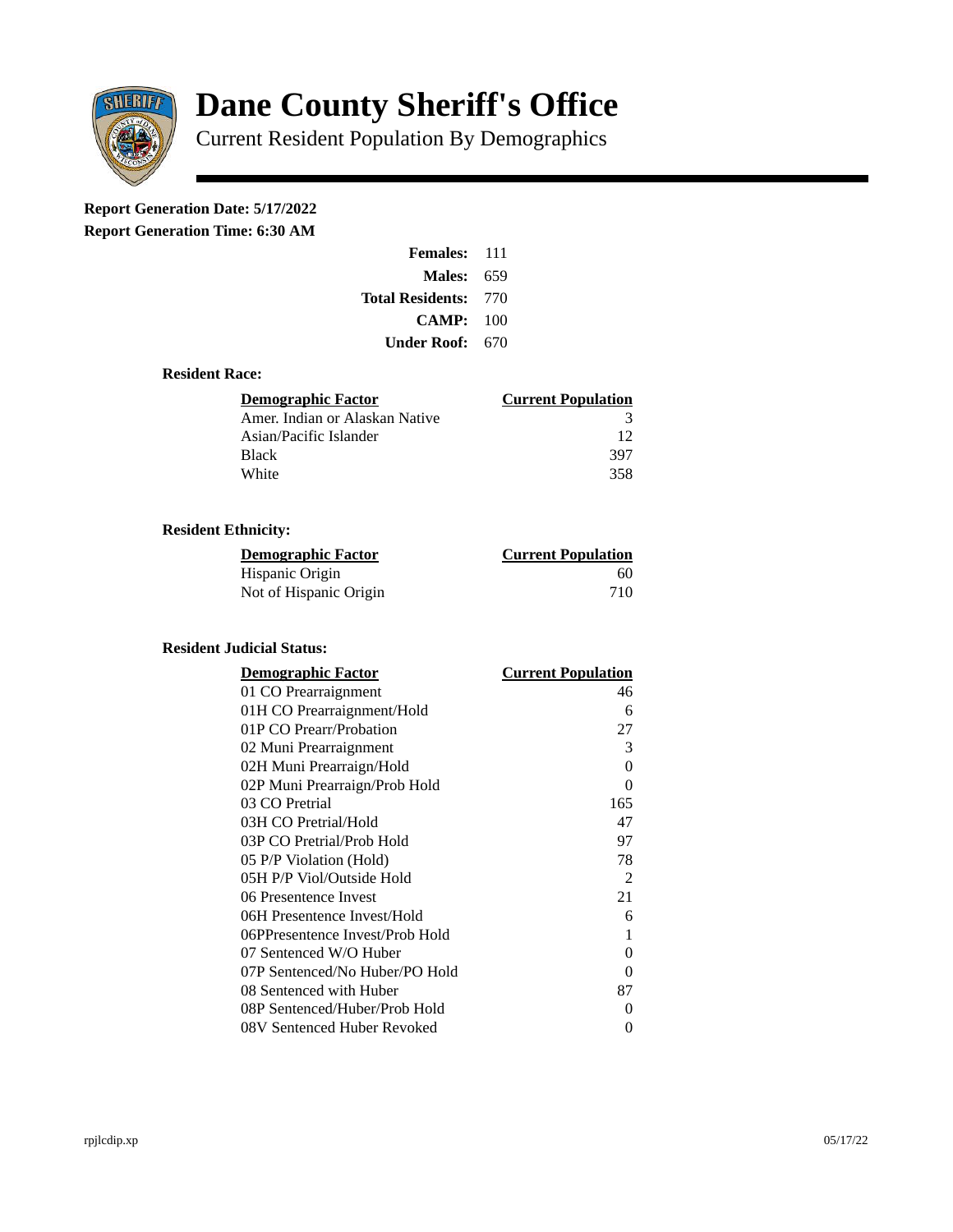# Dane County Sheriff's Office

Current Resident Population By Demographics

**Report Generation Date: 5/17/2022**

**Report Generation Time: 6:30 AM**

| | |
|---|---|
| **Females:** | 111 |
| **Males:** | 659 |
| **Total Residents:** | 770 |
| **CAMP:** | 100 |
| **Under Roof:** | 670 |

### Resident Race:

| Demographic Factor | Current Population |
|---|---|
| Amer. Indian or Alaskan Native | 3 |
| Asian/Pacific Islander | 12 |
| Black | 397 |
| White | 358 |

### Resident Ethnicity:

| Demographic Factor | Current Population |
|---|---|
| Hispanic Origin | 60 |
| Not of Hispanic Origin | 710 |

### Resident Judicial Status:

| Demographic Factor | Current Population |
|---|---|
| 01 CO Prearraignment | 46 |
| 01H CO Prearraignment/Hold | 6 |
| 01P CO Prearr/Probation | 27 |
| 02 Muni Prearraignment | 3 |
| 02H Muni Prearraign/Hold | 0 |
| 02P Muni Prearraign/Prob Hold | 0 |
| 03 CO Pretrial | 165 |
| 03H CO Pretrial/Hold | 47 |
| 03P CO Pretrial/Prob Hold | 97 |
| 05 P/P Violation (Hold) | 78 |
| 05H P/P Viol/Outside Hold | 2 |
| 06 Presentence Invest | 21 |
| 06H Presentence Invest/Hold | 6 |
| 06PPresentence Invest/Prob Hold | 1 |
| 07 Sentenced W/O Huber | 0 |
| 07P Sentenced/No Huber/PO Hold | 0 |
| 08 Sentenced with Huber | 87 |
| 08P Sentenced/Huber/Prob Hold | 0 |
| 08V Sentenced Huber Revoked | 0 |

rpjlcdip.xp 05/17/22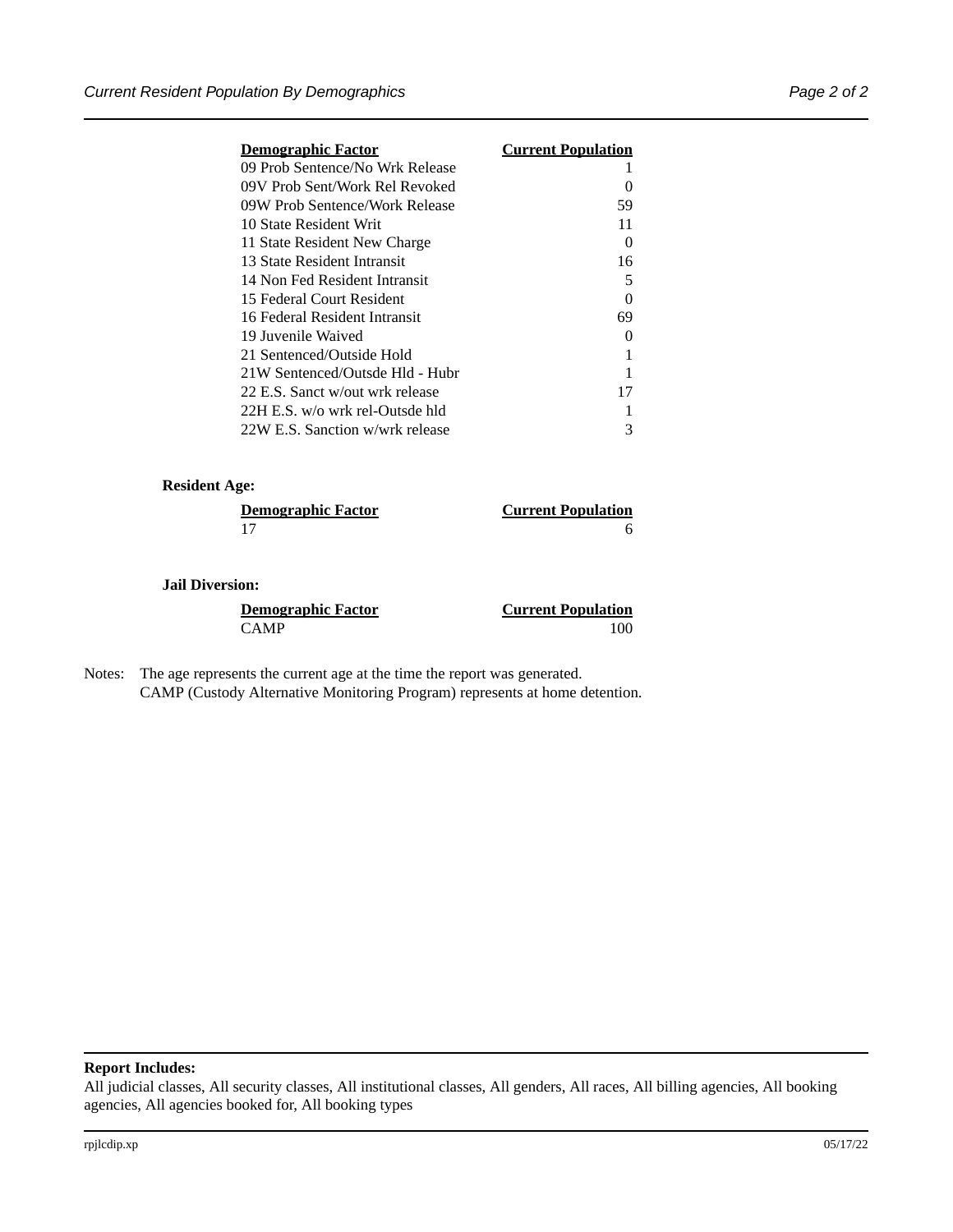| Demographic Factor | Current Population |
|---|---|
| 09 Prob Sentence/No Wrk Release | 1 |
| 09V Prob Sent/Work Rel Revoked | 0 |
| 09W Prob Sentence/Work Release | 59 |
| 10 State Resident Writ | 11 |
| 11 State Resident New Charge | 0 |
| 13 State Resident Intransit | 16 |
| 14 Non Fed Resident Intransit | 5 |
| 15 Federal Court Resident | 0 |
| 16 Federal Resident Intransit | 69 |
| 19 Juvenile Waived | 0 |
| 21 Sentenced/Outside Hold | 1 |
| 21W Sentenced/Outsde Hld - Hubr | 1 |
| 22 E.S. Sanct w/out wrk release | 17 |
| 22H E.S. w/o wrk rel-Outsde hld | 1 |
| 22W E.S. Sanction w/wrk release | 3 |

**Resident Age:**

| Demographic Factor | Current Population |
|---|---|
| 17 | 6 |

**Jail Diversion:**

| Demographic Factor | Current Population |
|---|---|
| CAMP | 100 |

Notes: The age represents the current age at the time the report was generated.
CAMP (Custody Alternative Monitoring Program) represents at home detention.

**Report Includes:**

All judicial classes, All security classes, All institutional classes, All genders, All races, All billing agencies, All booking agencies, All agencies booked for, All booking types

rpjlcdip.xp 05/17/22